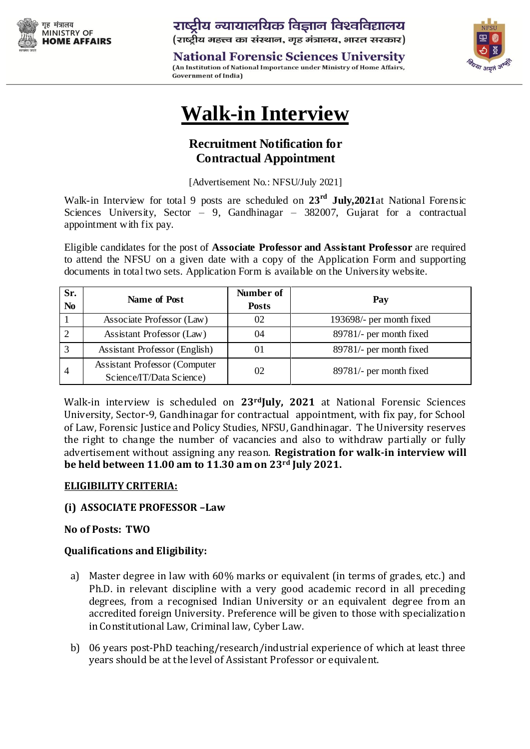गृह मंत्रालय
MINISTRY OF
HOME AFFAIRS

राष्ट्रीय न्यायालयिक विज्ञान विश्वविद्यालय
(राष्ट्रीय महत्त्व का संस्थान, गृह मंत्रालय, भारत सरकार)

**National Forensic Sciences University**
(An Institution of National Importance under Ministry of Home Affairs, Government of India)

# Walk-in Interview

## Recruitment Notification for Contractual Appointment

[Advertisement No.: NFSU/July 2021]

Walk-in Interview for total 9 posts are scheduled on **23rd July,2021** at National Forensic Sciences University, Sector – 9, Gandhinagar – 382007, Gujarat for a contractual appointment with fix pay.

Eligible candidates for the post of **Associate Professor and Assistant Professor** are required to attend the NFSU on a given date with a copy of the Application Form and supporting documents in total two sets. Application Form is available on the University website.

| Sr. No | Name of Post | Number of Posts | Pay |
|---|---|---|---|
| 1 | Associate Professor (Law) | 02 | 193698/- per month fixed |
| 2 | Assistant Professor (Law) | 04 | 89781/- per month fixed |
| 3 | Assistant Professor (English) | 01 | 89781/- per month fixed |
| 4 | Assistant Professor (Computer Science/IT/Data Science) | 02 | 89781/- per month fixed |

Walk-in interview is scheduled on **23rd July, 2021** at National Forensic Sciences University, Sector-9, Gandhinagar for contractual appointment, with fix pay, for School of Law, Forensic Justice and Policy Studies, NFSU, Gandhinagar. The University reserves the right to change the number of vacancies and also to withdraw partially or fully advertisement without assigning any reason. **Registration for walk-in interview will be held between 11.00 am to 11.30 am on 23rd July 2021.**

**ELIGIBILITY CRITERIA:**

**(i) ASSOCIATE PROFESSOR –Law**

**No of Posts: TWO**

**Qualifications and Eligibility:**

a) Master degree in law with 60% marks or equivalent (in terms of grades, etc.) and Ph.D. in relevant discipline with a very good academic record in all preceding degrees, from a recognised Indian University or an equivalent degree from an accredited foreign University. Preference will be given to those with specialization in Constitutional Law, Criminal law, Cyber Law.

b) 06 years post-PhD teaching/research/industrial experience of which at least three years should be at the level of Assistant Professor or equivalent.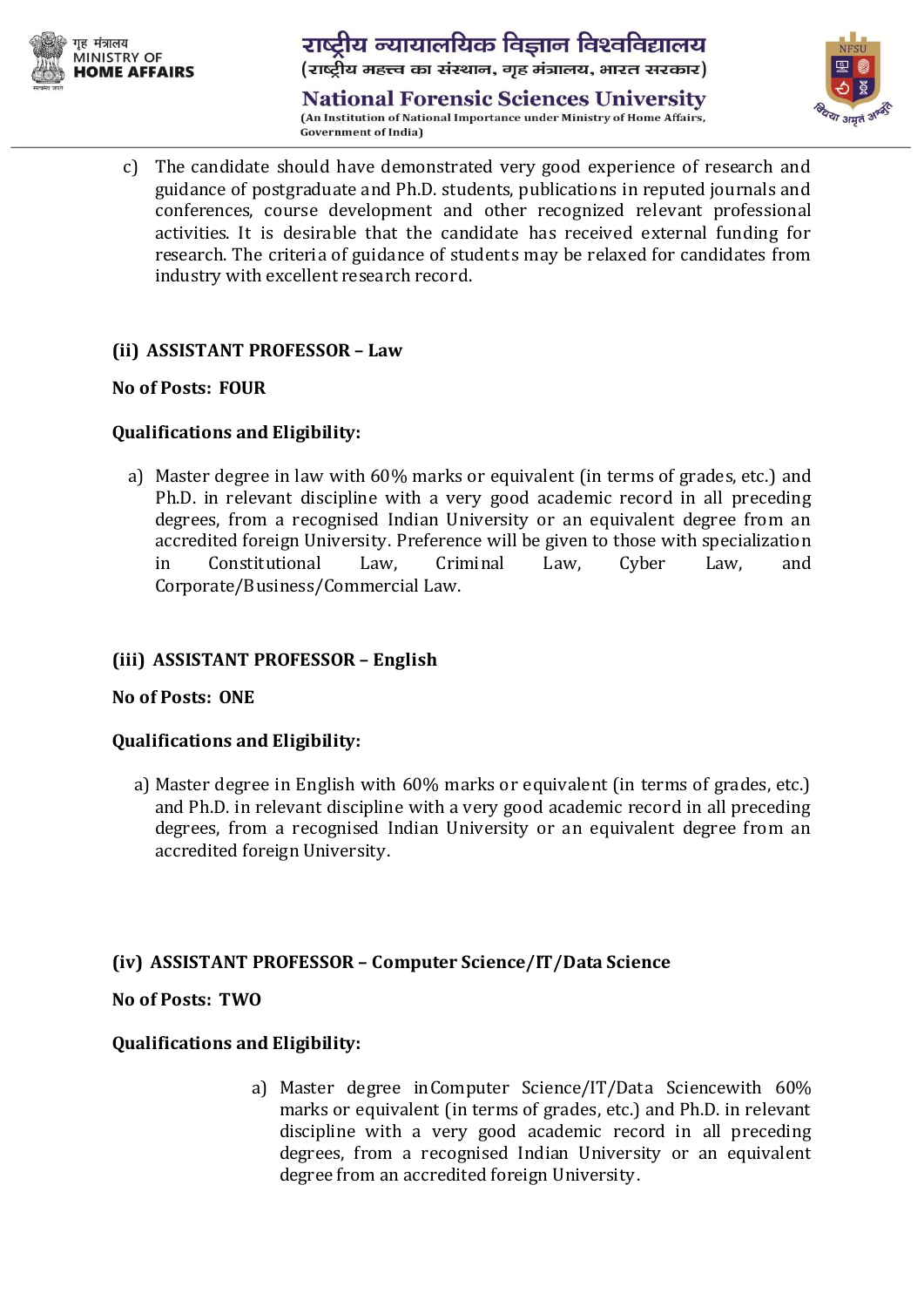c) The candidate should have demonstrated very good experience of research and guidance of postgraduate and Ph.D. students, publications in reputed journals and conferences, course development and other recognized relevant professional activities. It is desirable that the candidate has received external funding for research. The criteria of guidance of students may be relaxed for candidates from industry with excellent research record.

**(ii) ASSISTANT PROFESSOR – Law**

**No of Posts: FOUR**

**Qualifications and Eligibility:**

a) Master degree in law with 60% marks or equivalent (in terms of grades, etc.) and Ph.D. in relevant discipline with a very good academic record in all preceding degrees, from a recognised Indian University or an equivalent degree from an accredited foreign University. Preference will be given to those with specialization in Constitutional Law, Criminal Law, Cyber Law, and Corporate/Business/Commercial Law.

**(iii) ASSISTANT PROFESSOR – English**

**No of Posts: ONE**

**Qualifications and Eligibility:**

a) Master degree in English with 60% marks or equivalent (in terms of grades, etc.) and Ph.D. in relevant discipline with a very good academic record in all preceding degrees, from a recognised Indian University or an equivalent degree from an accredited foreign University.

**(iv) ASSISTANT PROFESSOR – Computer Science/IT/Data Science**

**No of Posts: TWO**

**Qualifications and Eligibility:**

a) Master degree in Computer Science/IT/Data Sciencewith 60% marks or equivalent (in terms of grades, etc.) and Ph.D. in relevant discipline with a very good academic record in all preceding degrees, from a recognised Indian University or an equivalent degree from an accredited foreign University.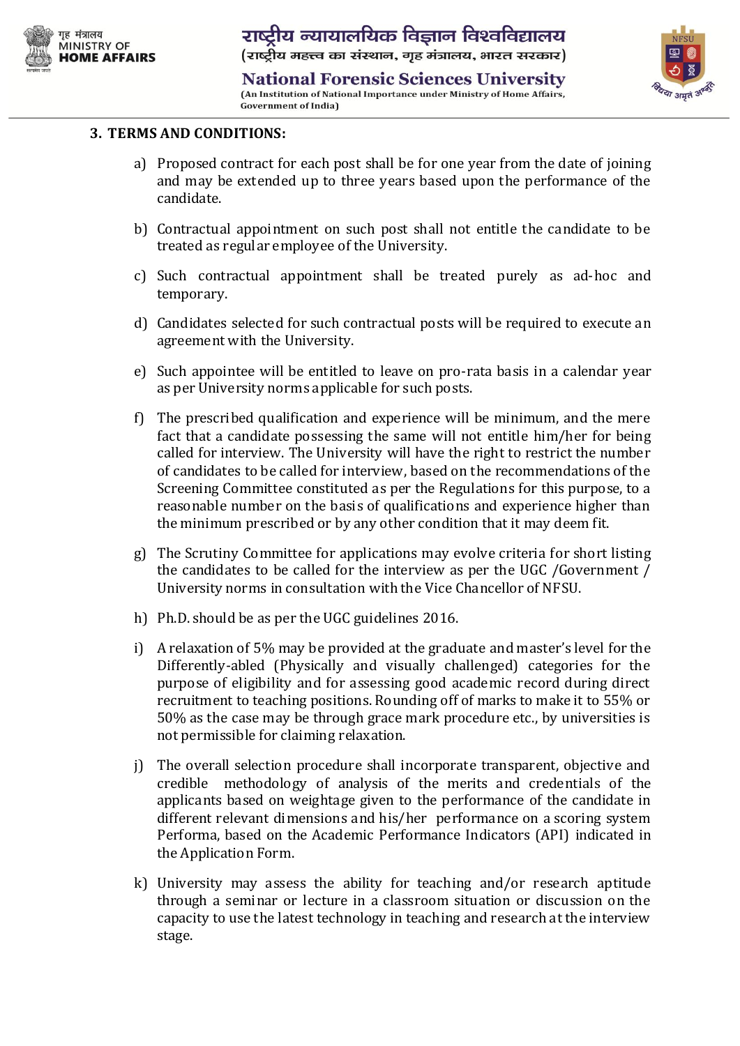### 3. TERMS AND CONDITIONS:

a) Proposed contract for each post shall be for one year from the date of joining and may be extended up to three years based upon the performance of the candidate.

b) Contractual appointment on such post shall not entitle the candidate to be treated as regular employee of the University.

c) Such contractual appointment shall be treated purely as ad-hoc and temporary.

d) Candidates selected for such contractual posts will be required to execute an agreement with the University.

e) Such appointee will be entitled to leave on pro-rata basis in a calendar year as per University norms applicable for such posts.

f) The prescribed qualification and experience will be minimum, and the mere fact that a candidate possessing the same will not entitle him/her for being called for interview. The University will have the right to restrict the number of candidates to be called for interview, based on the recommendations of the Screening Committee constituted as per the Regulations for this purpose, to a reasonable number on the basis of qualifications and experience higher than the minimum prescribed or by any other condition that it may deem fit.

g) The Scrutiny Committee for applications may evolve criteria for short listing the candidates to be called for the interview as per the UGC /Government / University norms in consultation with the Vice Chancellor of NFSU.

h) Ph.D. should be as per the UGC guidelines 2016.

i) A relaxation of 5% may be provided at the graduate and master's level for the Differently-abled (Physically and visually challenged) categories for the purpose of eligibility and for assessing good academic record during direct recruitment to teaching positions. Rounding off of marks to make it to 55% or 50% as the case may be through grace mark procedure etc., by universities is not permissible for claiming relaxation.

j) The overall selection procedure shall incorporate transparent, objective and credible methodology of analysis of the merits and credentials of the applicants based on weightage given to the performance of the candidate in different relevant dimensions and his/her performance on a scoring system Performa, based on the Academic Performance Indicators (API) indicated in the Application Form.

k) University may assess the ability for teaching and/or research aptitude through a seminar or lecture in a classroom situation or discussion on the capacity to use the latest technology in teaching and research at the interview stage.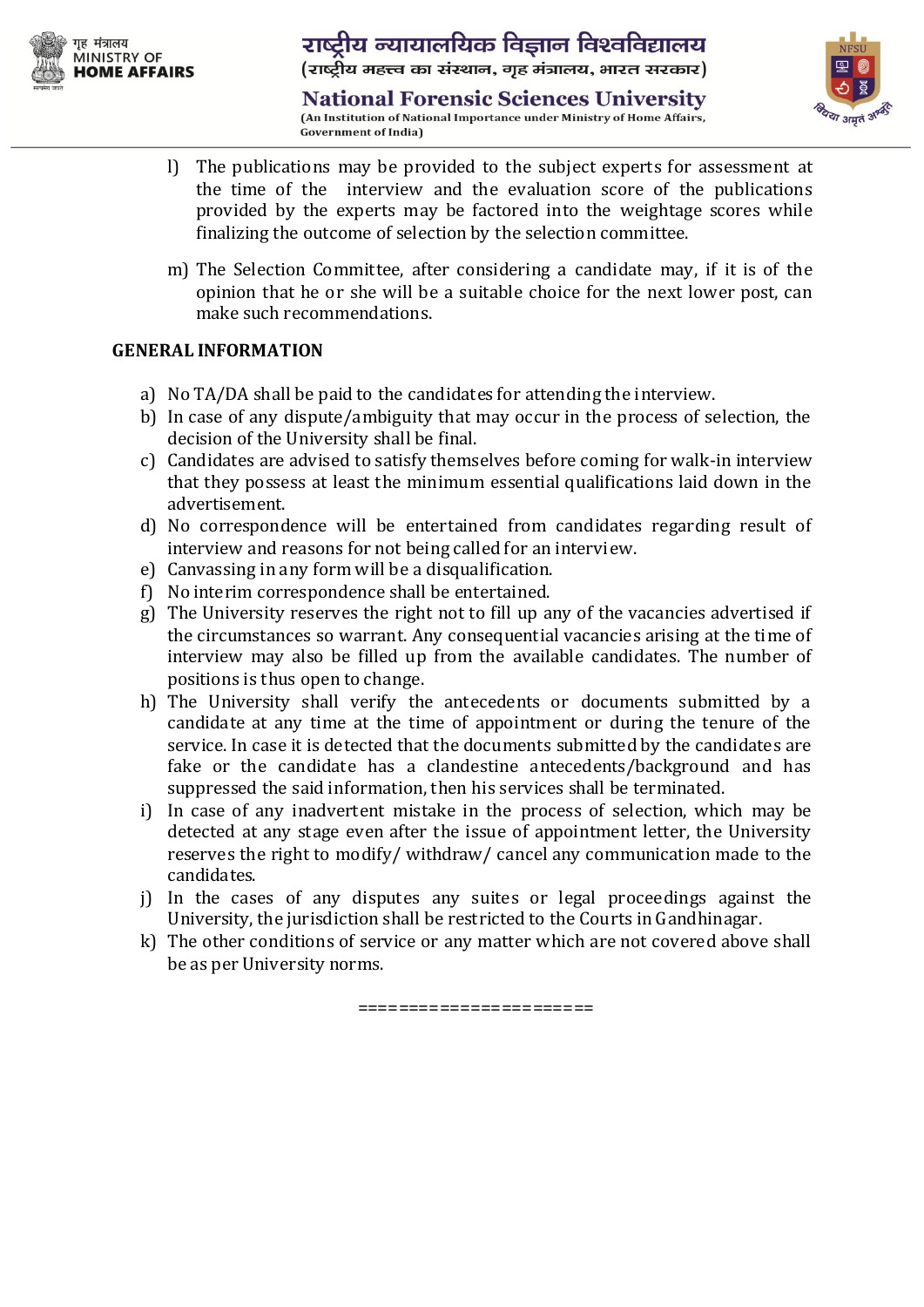l) The publications may be provided to the subject experts for assessment at the time of the interview and the evaluation score of the publications provided by the experts may be factored into the weightage scores while finalizing the outcome of selection by the selection committee.

m) The Selection Committee, after considering a candidate may, if it is of the opinion that he or she will be a suitable choice for the next lower post, can make such recommendations.

**GENERAL INFORMATION**

a) No TA/DA shall be paid to the candidates for attending the interview.
b) In case of any dispute/ambiguity that may occur in the process of selection, the decision of the University shall be final.
c) Candidates are advised to satisfy themselves before coming for walk-in interview that they possess at least the minimum essential qualifications laid down in the advertisement.
d) No correspondence will be entertained from candidates regarding result of interview and reasons for not being called for an interview.
e) Canvassing in any form will be a disqualification.
f) No interim correspondence shall be entertained.
g) The University reserves the right not to fill up any of the vacancies advertised if the circumstances so warrant. Any consequential vacancies arising at the time of interview may also be filled up from the available candidates. The number of positions is thus open to change.
h) The University shall verify the antecedents or documents submitted by a candidate at any time at the time of appointment or during the tenure of the service. In case it is detected that the documents submitted by the candidates are fake or the candidate has a clandestine antecedents/background and has suppressed the said information, then his services shall be terminated.
i) In case of any inadvertent mistake in the process of selection, which may be detected at any stage even after the issue of appointment letter, the University reserves the right to modify/ withdraw/ cancel any communication made to the candidates.
j) In the cases of any disputes any suites or legal proceedings against the University, the jurisdiction shall be restricted to the Courts in Gandhinagar.
k) The other conditions of service or any matter which are not covered above shall be as per University norms.

======================